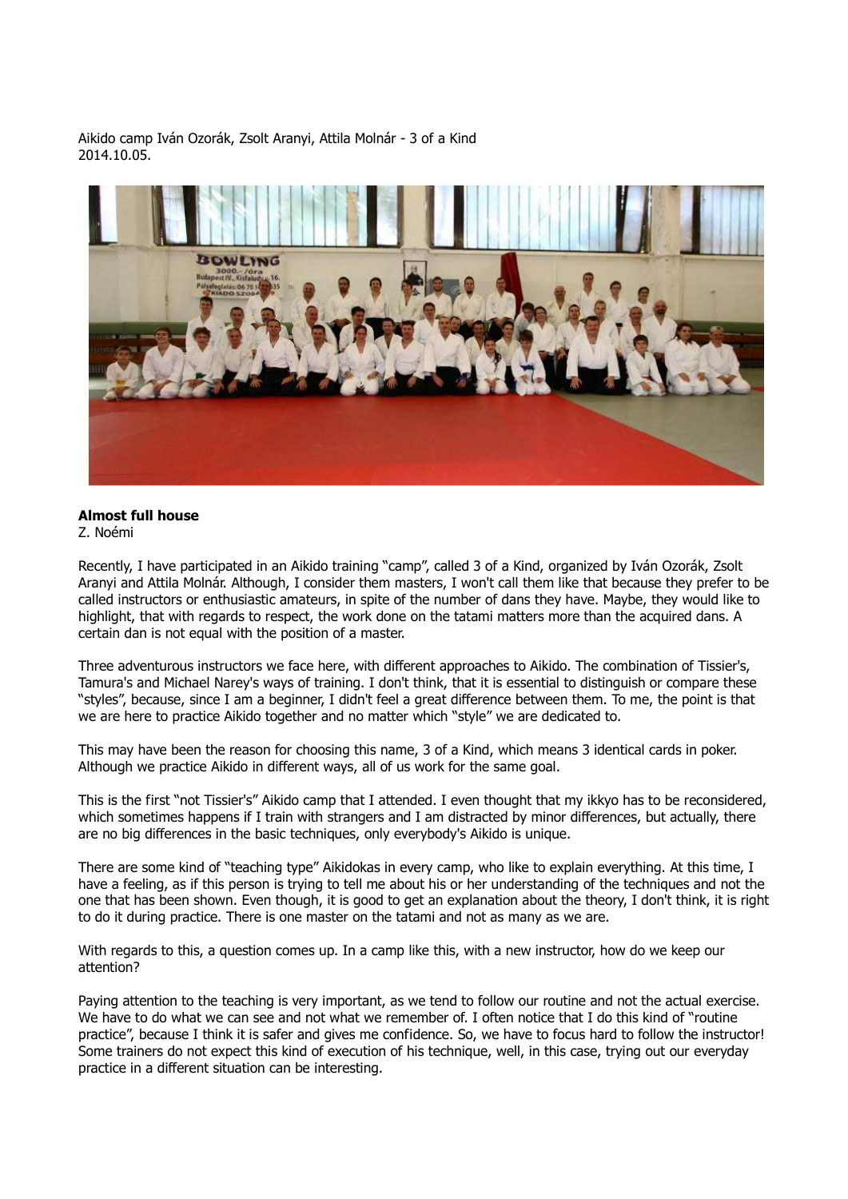Aikido camp Iván Ozorák, Zsolt Aranyi, Attila Molnár - 3 of a Kind
2014.10.05.

**Almost full house**
Z. Noémi

Recently, I have participated in an Aikido training "camp", called 3 of a Kind, organized by Iván Ozorák, Zsolt Aranyi and Attila Molnár. Although, I consider them masters, I won't call them like that because they prefer to be called instructors or enthusiastic amateurs, in spite of the number of dans they have. Maybe, they would like to highlight, that with regards to respect, the work done on the tatami matters more than the acquired dans. A certain dan is not equal with the position of a master.

Three adventurous instructors we face here, with different approaches to Aikido. The combination of Tissier's, Tamura's and Michael Narey's ways of training. I don't think, that it is essential to distinguish or compare these "styles", because, since I am a beginner, I didn't feel a great difference between them. To me, the point is that we are here to practice Aikido together and no matter which "style" we are dedicated to.

This may have been the reason for choosing this name, 3 of a Kind, which means 3 identical cards in poker. Although we practice Aikido in different ways, all of us work for the same goal.

This is the first "not Tissier's" Aikido camp that I attended. I even thought that my ikkyo has to be reconsidered, which sometimes happens if I train with strangers and I am distracted by minor differences, but actually, there are no big differences in the basic techniques, only everybody's Aikido is unique.

There are some kind of "teaching type" Aikidokas in every camp, who like to explain everything. At this time, I have a feeling, as if this person is trying to tell me about his or her understanding of the techniques and not the one that has been shown. Even though, it is good to get an explanation about the theory, I don't think, it is right to do it during practice. There is one master on the tatami and not as many as we are.

With regards to this, a question comes up. In a camp like this, with a new instructor, how do we keep our attention?

Paying attention to the teaching is very important, as we tend to follow our routine and not the actual exercise. We have to do what we can see and not what we remember of. I often notice that I do this kind of "routine practice", because I think it is safer and gives me confidence. So, we have to focus hard to follow the instructor! Some trainers do not expect this kind of execution of his technique, well, in this case, trying out our everyday practice in a different situation can be interesting.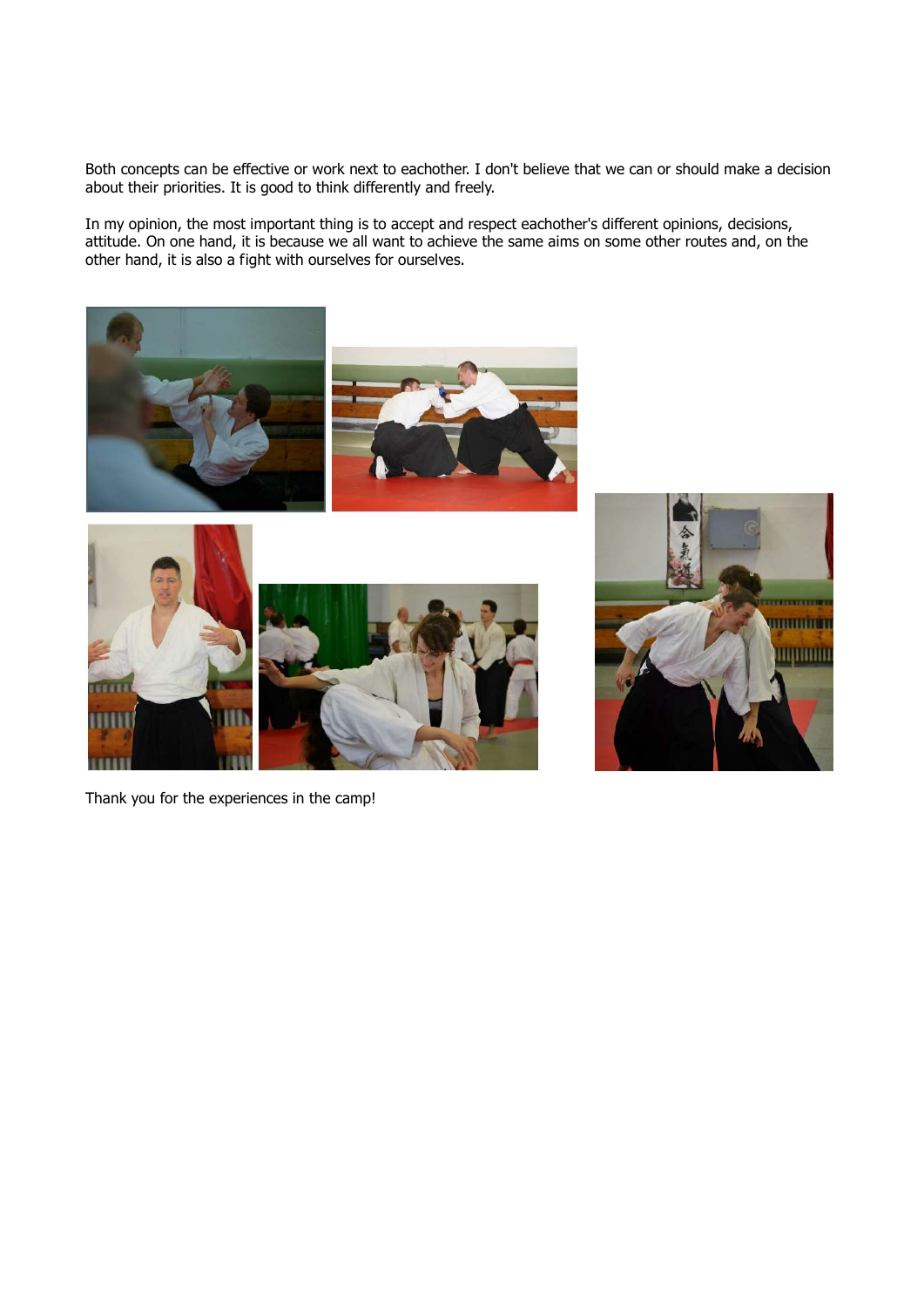Both concepts can be effective or work next to eachother. I don't believe that we can or should make a decision about their priorities. It is good to think differently and freely.

In my opinion, the most important thing is to accept and respect eachother's different opinions, decisions, attitude. On one hand, it is because we all want to achieve the same aims on some other routes and, on the other hand, it is also a fight with ourselves for ourselves.

Thank you for the experiences in the camp!